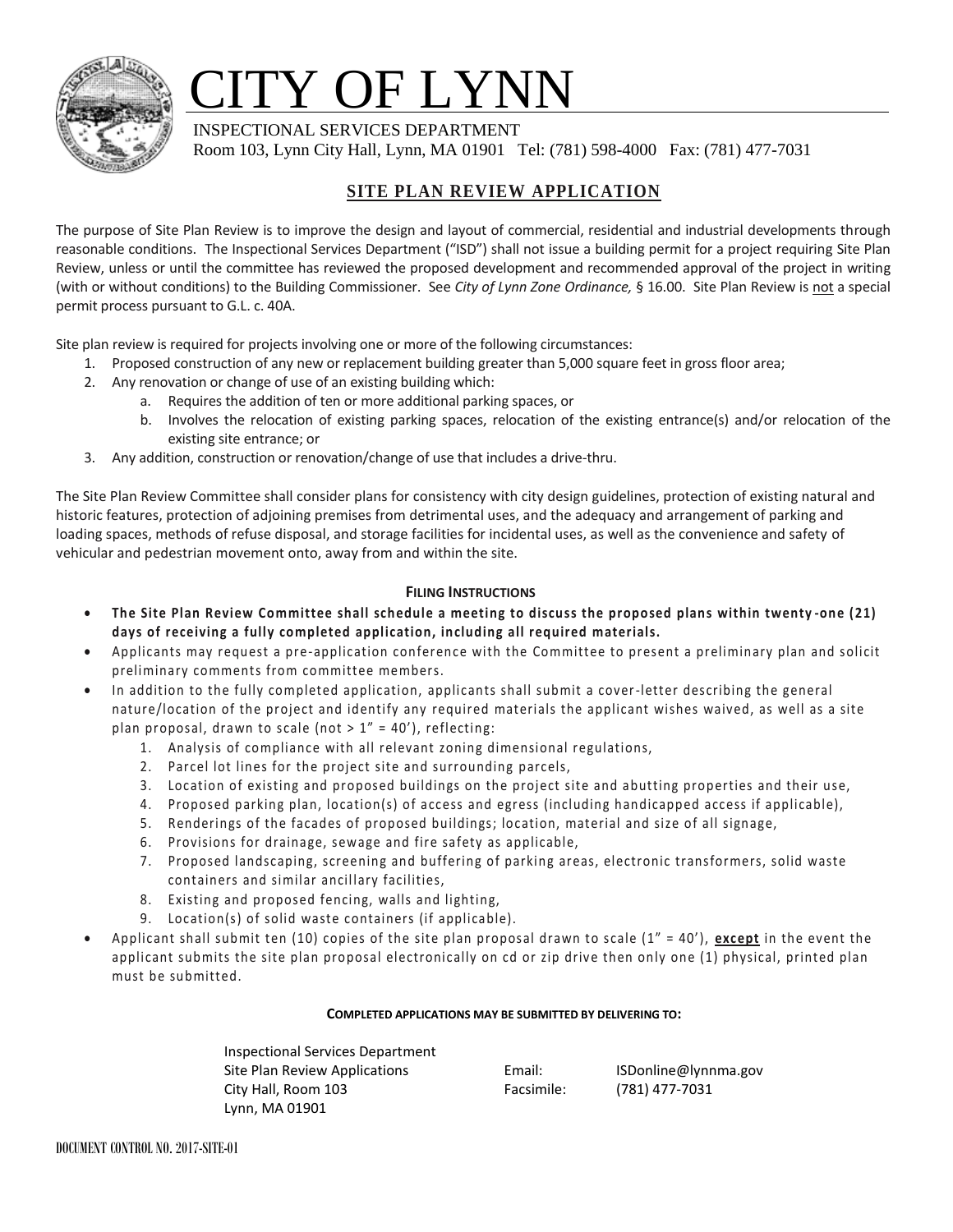# CITY OF LYNN

INSPECTIONAL SERVICES DEPARTMENT
Room 103, Lynn City Hall, Lynn, MA 01901 Tel: (781) 598-4000 Fax: (781) 477-7031

## SITE PLAN REVIEW APPLICATION

The purpose of Site Plan Review is to improve the design and layout of commercial, residential and industrial developments through reasonable conditions. The Inspectional Services Department ("ISD") shall not issue a building permit for a project requiring Site Plan Review, unless or until the committee has reviewed the proposed development and recommended approval of the project in writing (with or without conditions) to the Building Commissioner. See *City of Lynn Zone Ordinance,* § 16.00. Site Plan Review is not a special permit process pursuant to G.L. c. 40A.

Site plan review is required for projects involving one or more of the following circumstances:

1. Proposed construction of any new or replacement building greater than 5,000 square feet in gross floor area;
2. Any renovation or change of use of an existing building which:
   a. Requires the addition of ten or more additional parking spaces, or
   b. Involves the relocation of existing parking spaces, relocation of the existing entrance(s) and/or relocation of the existing site entrance; or
3. Any addition, construction or renovation/change of use that includes a drive-thru.

The Site Plan Review Committee shall consider plans for consistency with city design guidelines, protection of existing natural and historic features, protection of adjoining premises from detrimental uses, and the adequacy and arrangement of parking and loading spaces, methods of refuse disposal, and storage facilities for incidental uses, as well as the convenience and safety of vehicular and pedestrian movement onto, away from and within the site.

### FILING INSTRUCTIONS

- **The Site Plan Review Committee shall schedule a meeting to discuss the proposed plans within twenty-one (21) days of receiving a fully completed application, including all required materials.**
- Applicants may request a pre-application conference with the Committee to present a preliminary plan and solicit preliminary comments from committee members.
- In addition to the fully completed application, applicants shall submit a cover-letter describing the general nature/location of the project and identify any required materials the applicant wishes waived, as well as a site plan proposal, drawn to scale (not > 1" = 40'), reflecting:
  1. Analysis of compliance with all relevant zoning dimensional regulations,
  2. Parcel lot lines for the project site and surrounding parcels,
  3. Location of existing and proposed buildings on the project site and abutting properties and their use,
  4. Proposed parking plan, location(s) of access and egress (including handicapped access if applicable),
  5. Renderings of the facades of proposed buildings; location, material and size of all signage,
  6. Provisions for drainage, sewage and fire safety as applicable,
  7. Proposed landscaping, screening and buffering of parking areas, electronic transformers, solid waste containers and similar ancillary facilities,
  8. Existing and proposed fencing, walls and lighting,
  9. Location(s) of solid waste containers (if applicable).
- Applicant shall submit ten (10) copies of the site plan proposal drawn to scale (1" = 40'), **except** in the event the applicant submits the site plan proposal electronically on cd or zip drive then only one (1) physical, printed plan must be submitted.

**COMPLETED APPLICATIONS MAY BE SUBMITTED BY DELIVERING TO:**

Inspectional Services Department
Site Plan Review Applications
City Hall, Room 103
Lynn, MA 01901

Email: ISDonline@lynnma.gov
Facsimile: (781) 477-7031

DOCUMENT CONTROL NO. 2017-SITE-01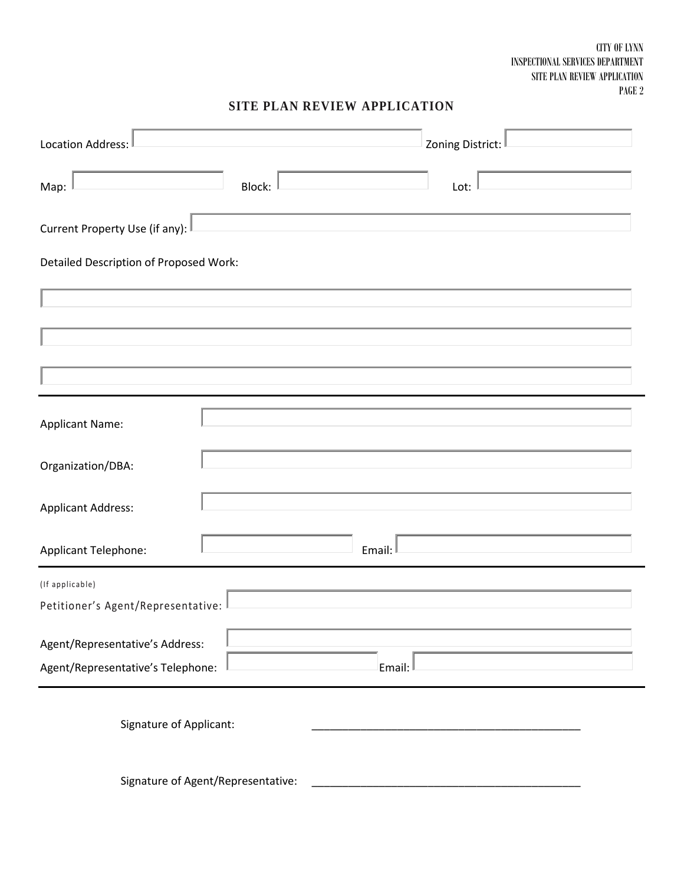# SITE PLAN REVIEW APPLICATION

Location Address: ____________________ Zoning District: ____________

Map: ____________ Block: ____________ Lot: ____________

Current Property Use (if any): ____________________

Detailed Description of Proposed Work:

____________________________________________

____________________________________________

____________________________________________

---

Applicant Name: ____________________

Organization/DBA: ____________________

Applicant Address: ____________________

Applicant Telephone: ____________ Email: ____________

---

(If applicable)

Petitioner's Agent/Representative: ____________________

Agent/Representative's Address: ____________________

Agent/Representative's Telephone: ____________ Email: ____________

---

Signature of Applicant: ____________________________________________

Signature of Agent/Representative: ____________________________________________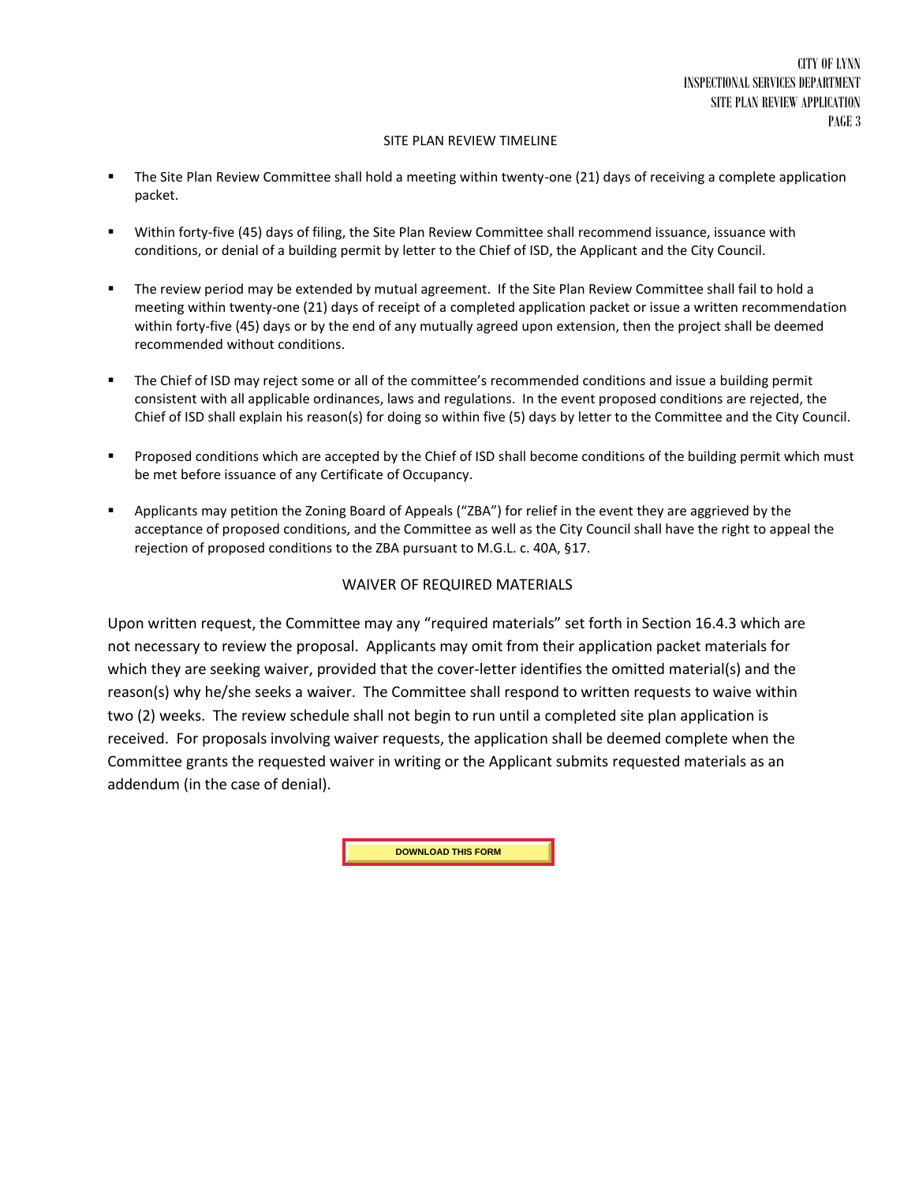## SITE PLAN REVIEW TIMELINE

- The Site Plan Review Committee shall hold a meeting within twenty-one (21) days of receiving a complete application packet.
- Within forty-five (45) days of filing, the Site Plan Review Committee shall recommend issuance, issuance with conditions, or denial of a building permit by letter to the Chief of ISD, the Applicant and the City Council.
- The review period may be extended by mutual agreement. If the Site Plan Review Committee shall fail to hold a meeting within twenty-one (21) days of receipt of a completed application packet or issue a written recommendation within forty-five (45) days or by the end of any mutually agreed upon extension, then the project shall be deemed recommended without conditions.
- The Chief of ISD may reject some or all of the committee's recommended conditions and issue a building permit consistent with all applicable ordinances, laws and regulations. In the event proposed conditions are rejected, the Chief of ISD shall explain his reason(s) for doing so within five (5) days by letter to the Committee and the City Council.
- Proposed conditions which are accepted by the Chief of ISD shall become conditions of the building permit which must be met before issuance of any Certificate of Occupancy.
- Applicants may petition the Zoning Board of Appeals ("ZBA") for relief in the event they are aggrieved by the acceptance of proposed conditions, and the Committee as well as the City Council shall have the right to appeal the rejection of proposed conditions to the ZBA pursuant to M.G.L. c. 40A, §17.

## WAIVER OF REQUIRED MATERIALS

Upon written request, the Committee may any "required materials" set forth in Section 16.4.3 which are not necessary to review the proposal. Applicants may omit from their application packet materials for which they are seeking waiver, provided that the cover-letter identifies the omitted material(s) and the reason(s) why he/she seeks a waiver. The Committee shall respond to written requests to waive within two (2) weeks. The review schedule shall not begin to run until a completed site plan application is received. For proposals involving waiver requests, the application shall be deemed complete when the Committee grants the requested waiver in writing or the Applicant submits requested materials as an addendum (in the case of denial).

DOWNLOAD THIS FORM